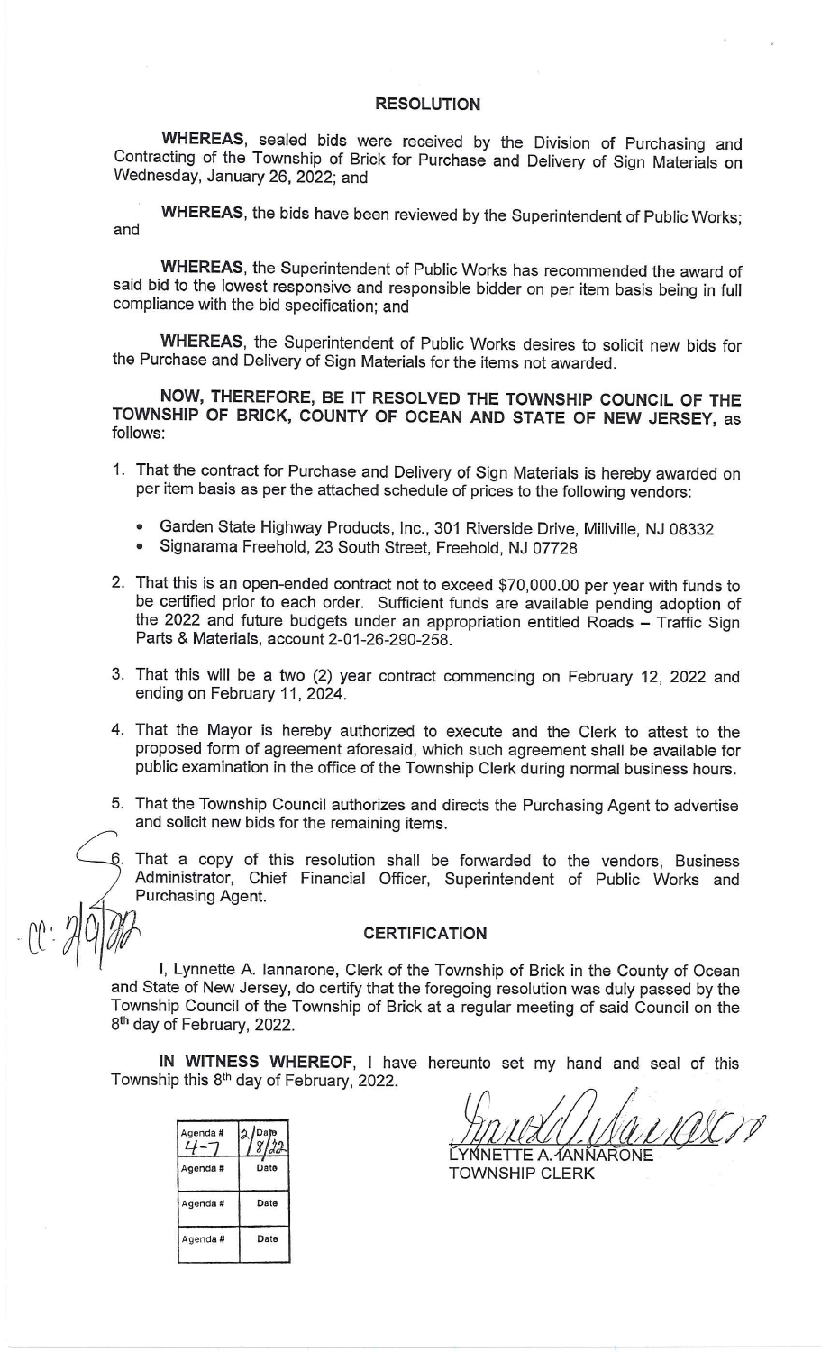# RESOLUTION

**WHEREAS**, sealed bids were received by the Division of Purchasing and Contracting of the Township of Brick for Purchase and Delivery of Sign Materials on Wednesday, January 26, 2022; and

**WHEREAS**, the bids have been reviewed by the Superintendent of Public Works; and

**WHEREAS**, the Superintendent of Public Works has recommended the award of said bid to the lowest responsive and responsible bidder on per item basis being in full compliance with the bid specification; and

**WHEREAS**, the Superintendent of Public Works desires to solicit new bids for the Purchase and Delivery of Sign Materials for the items not awarded.

**NOW, THEREFORE, BE IT RESOLVED THE TOWNSHIP COUNCIL OF THE TOWNSHIP OF BRICK, COUNTY OF OCEAN AND STATE OF NEW JERSEY,** as follows:

1. That the contract for Purchase and Delivery of Sign Materials is hereby awarded on per item basis as per the attached schedule of prices to the following vendors:
   - Garden State Highway Products, Inc., 301 Riverside Drive, Millville, NJ 08332
   - Signarama Freehold, 23 South Street, Freehold, NJ 07728
2. That this is an open-ended contract not to exceed $70,000.00 per year with funds to be certified prior to each order. Sufficient funds are available pending adoption of the 2022 and future budgets under an appropriation entitled Roads – Traffic Sign Parts & Materials, account 2-01-26-290-258.
3. That this will be a two (2) year contract commencing on February 12, 2022 and ending on February 11, 2024.
4. That the Mayor is hereby authorized to execute and the Clerk to attest to the proposed form of agreement aforesaid, which such agreement shall be available for public examination in the office of the Township Clerk during normal business hours.
5. That the Township Council authorizes and directs the Purchasing Agent to advertise and solicit new bids for the remaining items.
6. That a copy of this resolution shall be forwarded to the vendors, Business Administrator, Chief Financial Officer, Superintendent of Public Works and Purchasing Agent.

cc: 2/9/22

## CERTIFICATION

I, Lynnette A. Iannarone, Clerk of the Township of Brick in the County of Ocean and State of New Jersey, do certify that the foregoing resolution was duly passed by the Township Council of the Township of Brick at a regular meeting of said Council on the 8th day of February, 2022.

**IN WITNESS WHEREOF**, I have hereunto set my hand and seal of this Township this 8th day of February, 2022.

| Agenda # | Date |
|---|---|
| 4-7 | 2/8/22 |
| Agenda # | Date |
| Agenda # | Date |
| Agenda # | Date |

LYNNETTE A. IANNARONE
TOWNSHIP CLERK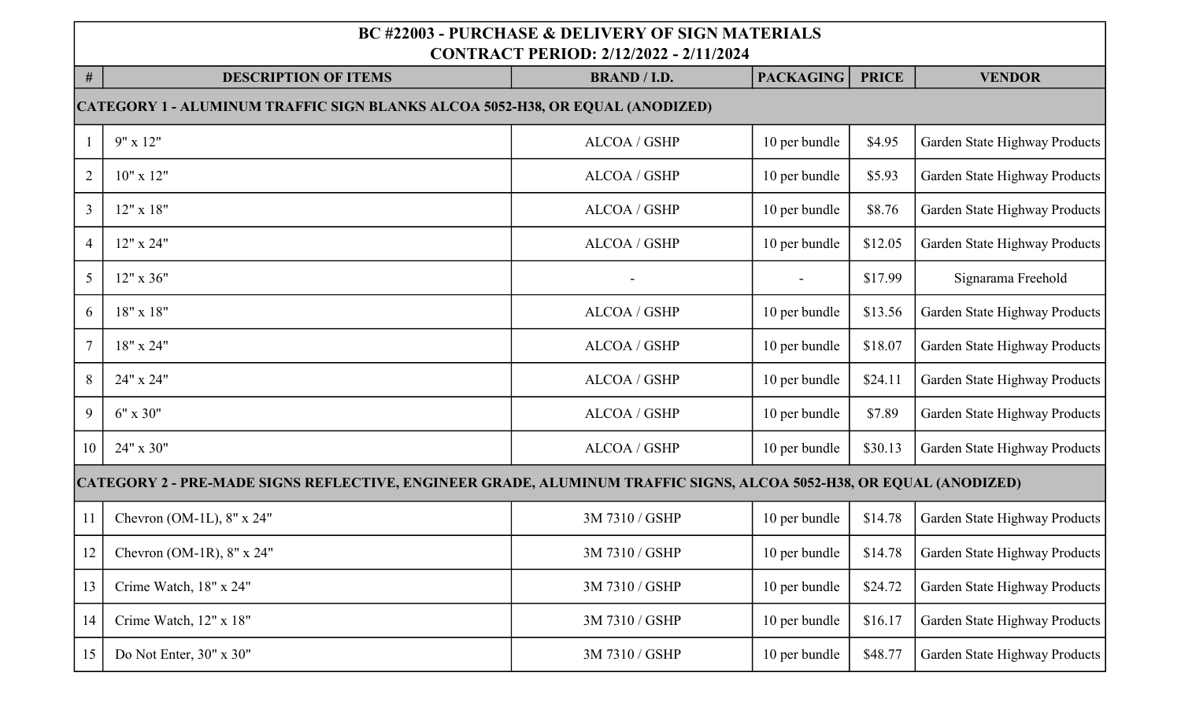| BC #22003 - PURCHASE & DELIVERY OF SIGN MATERIALS<br>CONTRACT PERIOD: 2/12/2022 - 2/11/2024 | | | | | |
|---|---|---|---|---|---|
| # | DESCRIPTION OF ITEMS | BRAND / I.D. | PACKAGING | PRICE | VENDOR |
| CATEGORY 1 - ALUMINUM TRAFFIC SIGN BLANKS ALCOA 5052-H38, OR EQUAL (ANODIZED) | | | | | |
| 1 | 9" x 12" | ALCOA / GSHP | 10 per bundle | $4.95 | Garden State Highway Products |
| 2 | 10" x 12" | ALCOA / GSHP | 10 per bundle | $5.93 | Garden State Highway Products |
| 3 | 12" x 18" | ALCOA / GSHP | 10 per bundle | $8.76 | Garden State Highway Products |
| 4 | 12" x 24" | ALCOA / GSHP | 10 per bundle | $12.05 | Garden State Highway Products |
| 5 | 12" x 36" | - | - | $17.99 | Signarama Freehold |
| 6 | 18" x 18" | ALCOA / GSHP | 10 per bundle | $13.56 | Garden State Highway Products |
| 7 | 18" x 24" | ALCOA / GSHP | 10 per bundle | $18.07 | Garden State Highway Products |
| 8 | 24" x 24" | ALCOA / GSHP | 10 per bundle | $24.11 | Garden State Highway Products |
| 9 | 6" x 30" | ALCOA / GSHP | 10 per bundle | $7.89 | Garden State Highway Products |
| 10 | 24" x 30" | ALCOA / GSHP | 10 per bundle | $30.13 | Garden State Highway Products |
| CATEGORY 2 - PRE-MADE SIGNS REFLECTIVE, ENGINEER GRADE, ALUMINUM TRAFFIC SIGNS, ALCOA 5052-H38, OR EQUAL (ANODIZED) | | | | | |
| 11 | Chevron (OM-1L), 8" x 24" | 3M 7310 / GSHP | 10 per bundle | $14.78 | Garden State Highway Products |
| 12 | Chevron (OM-1R), 8" x 24" | 3M 7310 / GSHP | 10 per bundle | $14.78 | Garden State Highway Products |
| 13 | Crime Watch, 18" x 24" | 3M 7310 / GSHP | 10 per bundle | $24.72 | Garden State Highway Products |
| 14 | Crime Watch, 12" x 18" | 3M 7310 / GSHP | 10 per bundle | $16.17 | Garden State Highway Products |
| 15 | Do Not Enter, 30" x 30" | 3M 7310 / GSHP | 10 per bundle | $48.77 | Garden State Highway Products |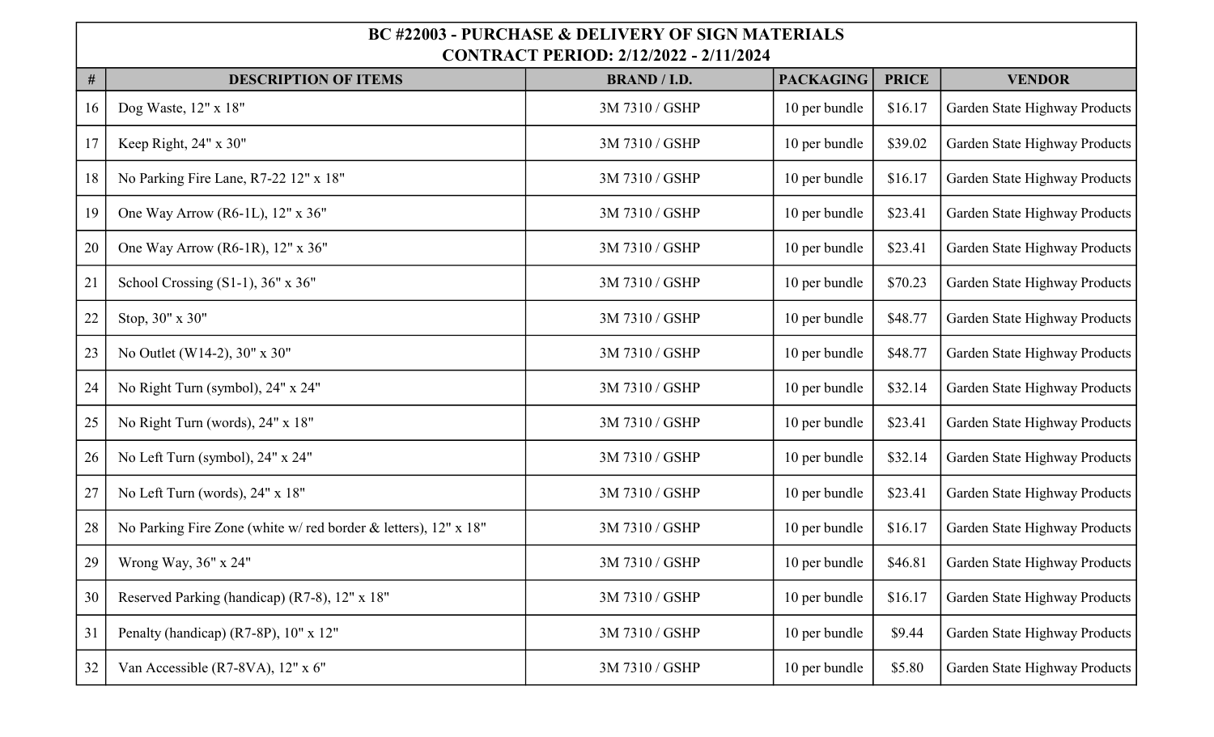| BC #22003 - PURCHASE & DELIVERY OF SIGN MATERIALS<br>CONTRACT PERIOD: 2/12/2022 - 2/11/2024 | | | | | |
|---|---|---|---|---|---|
| # | DESCRIPTION OF ITEMS | BRAND / I.D. | PACKAGING | PRICE | VENDOR |
| 16 | Dog Waste, 12" x 18" | 3M 7310 / GSHP | 10 per bundle | $16.17 | Garden State Highway Products |
| 17 | Keep Right, 24" x 30" | 3M 7310 / GSHP | 10 per bundle | $39.02 | Garden State Highway Products |
| 18 | No Parking Fire Lane, R7-22 12" x 18" | 3M 7310 / GSHP | 10 per bundle | $16.17 | Garden State Highway Products |
| 19 | One Way Arrow (R6-1L), 12" x 36" | 3M 7310 / GSHP | 10 per bundle | $23.41 | Garden State Highway Products |
| 20 | One Way Arrow (R6-1R), 12" x 36" | 3M 7310 / GSHP | 10 per bundle | $23.41 | Garden State Highway Products |
| 21 | School Crossing (S1-1), 36" x 36" | 3M 7310 / GSHP | 10 per bundle | $70.23 | Garden State Highway Products |
| 22 | Stop, 30" x 30" | 3M 7310 / GSHP | 10 per bundle | $48.77 | Garden State Highway Products |
| 23 | No Outlet (W14-2), 30" x 30" | 3M 7310 / GSHP | 10 per bundle | $48.77 | Garden State Highway Products |
| 24 | No Right Turn (symbol), 24" x 24" | 3M 7310 / GSHP | 10 per bundle | $32.14 | Garden State Highway Products |
| 25 | No Right Turn (words), 24" x 18" | 3M 7310 / GSHP | 10 per bundle | $23.41 | Garden State Highway Products |
| 26 | No Left Turn (symbol), 24" x 24" | 3M 7310 / GSHP | 10 per bundle | $32.14 | Garden State Highway Products |
| 27 | No Left Turn (words), 24" x 18" | 3M 7310 / GSHP | 10 per bundle | $23.41 | Garden State Highway Products |
| 28 | No Parking Fire Zone (white w/ red border & letters), 12" x 18" | 3M 7310 / GSHP | 10 per bundle | $16.17 | Garden State Highway Products |
| 29 | Wrong Way, 36" x 24" | 3M 7310 / GSHP | 10 per bundle | $46.81 | Garden State Highway Products |
| 30 | Reserved Parking (handicap) (R7-8), 12" x 18" | 3M 7310 / GSHP | 10 per bundle | $16.17 | Garden State Highway Products |
| 31 | Penalty (handicap) (R7-8P), 10" x 12" | 3M 7310 / GSHP | 10 per bundle | $9.44 | Garden State Highway Products |
| 32 | Van Accessible (R7-8VA), 12" x 6" | 3M 7310 / GSHP | 10 per bundle | $5.80 | Garden State Highway Products |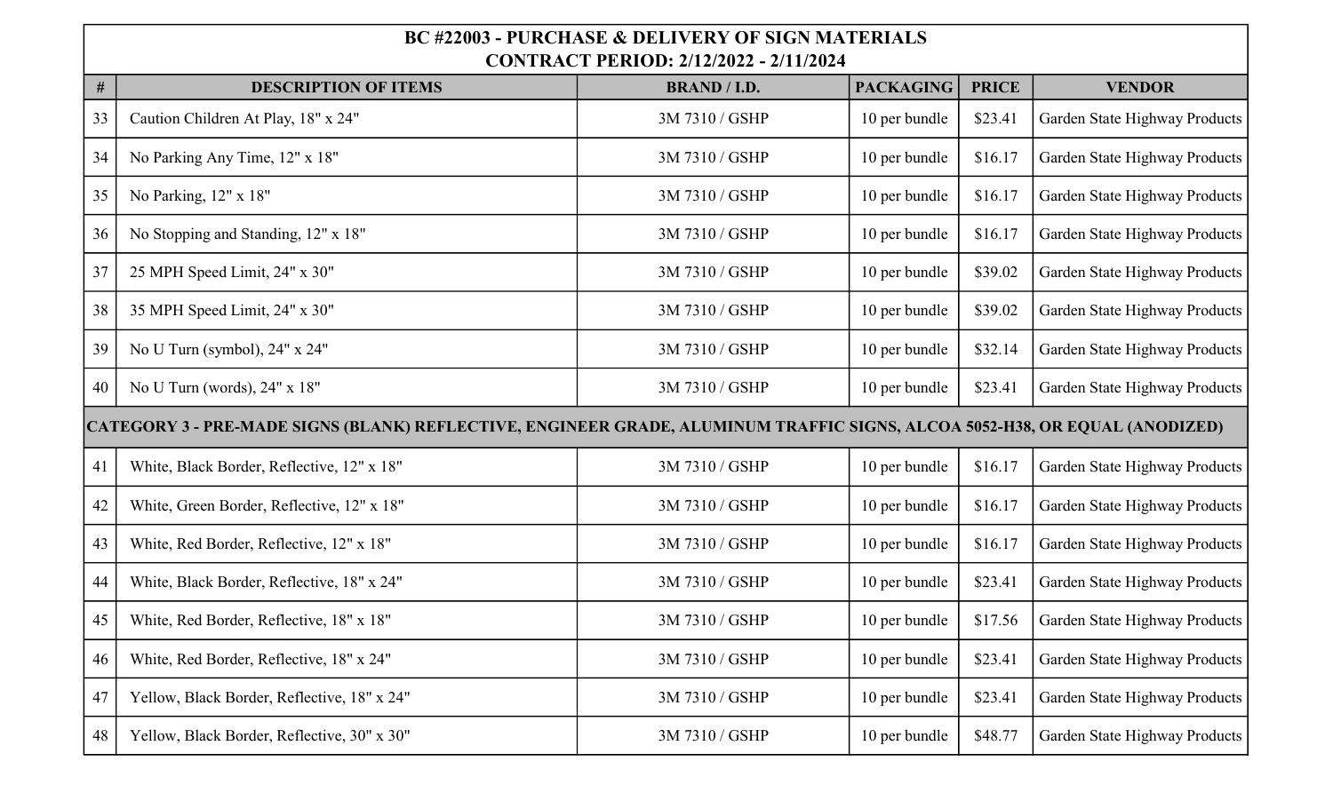| BC #22003 - PURCHASE & DELIVERY OF SIGN MATERIALS<br>CONTRACT PERIOD: 2/12/2022 - 2/11/2024 | | | | | |
|---|---|---|---|---|---|
| **#** | **DESCRIPTION OF ITEMS** | **BRAND / I.D.** | **PACKAGING** | **PRICE** | **VENDOR** |
| 33 | Caution Children At Play, 18" x 24" | 3M 7310 / GSHP | 10 per bundle | $23.41 | Garden State Highway Products |
| 34 | No Parking Any Time, 12" x 18" | 3M 7310 / GSHP | 10 per bundle | $16.17 | Garden State Highway Products |
| 35 | No Parking, 12" x 18" | 3M 7310 / GSHP | 10 per bundle | $16.17 | Garden State Highway Products |
| 36 | No Stopping and Standing, 12" x 18" | 3M 7310 / GSHP | 10 per bundle | $16.17 | Garden State Highway Products |
| 37 | 25 MPH Speed Limit, 24" x 30" | 3M 7310 / GSHP | 10 per bundle | $39.02 | Garden State Highway Products |
| 38 | 35 MPH Speed Limit, 24" x 30" | 3M 7310 / GSHP | 10 per bundle | $39.02 | Garden State Highway Products |
| 39 | No U Turn (symbol), 24" x 24" | 3M 7310 / GSHP | 10 per bundle | $32.14 | Garden State Highway Products |
| 40 | No U Turn (words), 24" x 18" | 3M 7310 / GSHP | 10 per bundle | $23.41 | Garden State Highway Products |
| **CATEGORY 3 - PRE-MADE SIGNS (BLANK) REFLECTIVE, ENGINEER GRADE, ALUMINUM TRAFFIC SIGNS, ALCOA 5052-H38, OR EQUAL (ANODIZED)** | | | | | |
| 41 | White, Black Border, Reflective, 12" x 18" | 3M 7310 / GSHP | 10 per bundle | $16.17 | Garden State Highway Products |
| 42 | White, Green Border, Reflective, 12" x 18" | 3M 7310 / GSHP | 10 per bundle | $16.17 | Garden State Highway Products |
| 43 | White, Red Border, Reflective, 12" x 18" | 3M 7310 / GSHP | 10 per bundle | $16.17 | Garden State Highway Products |
| 44 | White, Black Border, Reflective, 18" x 24" | 3M 7310 / GSHP | 10 per bundle | $23.41 | Garden State Highway Products |
| 45 | White, Red Border, Reflective, 18" x 18" | 3M 7310 / GSHP | 10 per bundle | $17.56 | Garden State Highway Products |
| 46 | White, Red Border, Reflective, 18" x 24" | 3M 7310 / GSHP | 10 per bundle | $23.41 | Garden State Highway Products |
| 47 | Yellow, Black Border, Reflective, 18" x 24" | 3M 7310 / GSHP | 10 per bundle | $23.41 | Garden State Highway Products |
| 48 | Yellow, Black Border, Reflective, 30" x 30" | 3M 7310 / GSHP | 10 per bundle | $48.77 | Garden State Highway Products |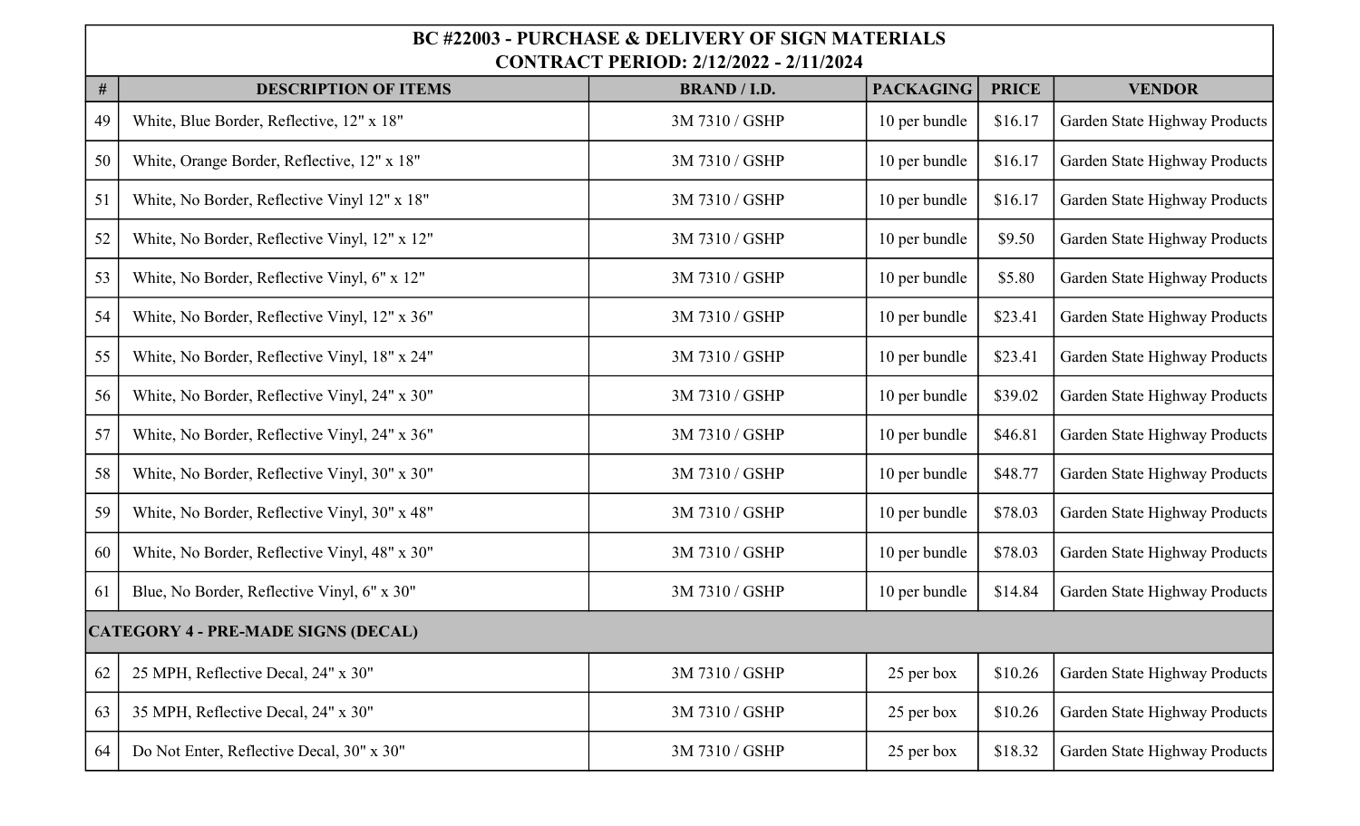| BC #22003 - PURCHASE & DELIVERY OF SIGN MATERIALS<br>CONTRACT PERIOD: 2/12/2022 - 2/11/2024 | | | | | |
|---|---|---|---|---|---|
| **#** | **DESCRIPTION OF ITEMS** | **BRAND / I.D.** | **PACKAGING** | **PRICE** | **VENDOR** |
| 49 | White, Blue Border, Reflective, 12" x 18" | 3M 7310 / GSHP | 10 per bundle | $16.17 | Garden State Highway Products |
| 50 | White, Orange Border, Reflective, 12" x 18" | 3M 7310 / GSHP | 10 per bundle | $16.17 | Garden State Highway Products |
| 51 | White, No Border, Reflective Vinyl 12" x 18" | 3M 7310 / GSHP | 10 per bundle | $16.17 | Garden State Highway Products |
| 52 | White, No Border, Reflective Vinyl, 12" x 12" | 3M 7310 / GSHP | 10 per bundle | $9.50 | Garden State Highway Products |
| 53 | White, No Border, Reflective Vinyl, 6" x 12" | 3M 7310 / GSHP | 10 per bundle | $5.80 | Garden State Highway Products |
| 54 | White, No Border, Reflective Vinyl, 12" x 36" | 3M 7310 / GSHP | 10 per bundle | $23.41 | Garden State Highway Products |
| 55 | White, No Border, Reflective Vinyl, 18" x 24" | 3M 7310 / GSHP | 10 per bundle | $23.41 | Garden State Highway Products |
| 56 | White, No Border, Reflective Vinyl, 24" x 30" | 3M 7310 / GSHP | 10 per bundle | $39.02 | Garden State Highway Products |
| 57 | White, No Border, Reflective Vinyl, 24" x 36" | 3M 7310 / GSHP | 10 per bundle | $46.81 | Garden State Highway Products |
| 58 | White, No Border, Reflective Vinyl, 30" x 30" | 3M 7310 / GSHP | 10 per bundle | $48.77 | Garden State Highway Products |
| 59 | White, No Border, Reflective Vinyl, 30" x 48" | 3M 7310 / GSHP | 10 per bundle | $78.03 | Garden State Highway Products |
| 60 | White, No Border, Reflective Vinyl, 48" x 30" | 3M 7310 / GSHP | 10 per bundle | $78.03 | Garden State Highway Products |
| 61 | Blue, No Border, Reflective Vinyl, 6" x 30" | 3M 7310 / GSHP | 10 per bundle | $14.84 | Garden State Highway Products |
| **CATEGORY 4 - PRE-MADE SIGNS (DECAL)** | | | | | |
| 62 | 25 MPH, Reflective Decal, 24" x 30" | 3M 7310 / GSHP | 25 per box | $10.26 | Garden State Highway Products |
| 63 | 35 MPH, Reflective Decal, 24" x 30" | 3M 7310 / GSHP | 25 per box | $10.26 | Garden State Highway Products |
| 64 | Do Not Enter, Reflective Decal, 30" x 30" | 3M 7310 / GSHP | 25 per box | $18.32 | Garden State Highway Products |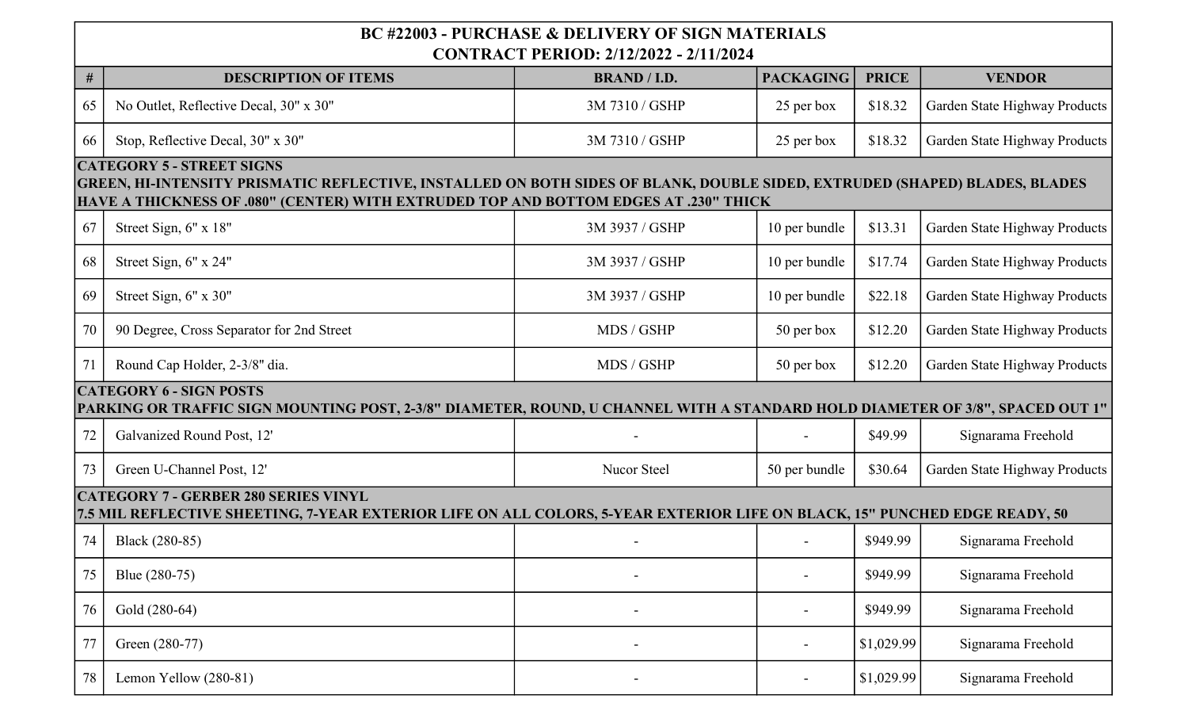| BC #22003 - PURCHASE & DELIVERY OF SIGN MATERIALS<br>CONTRACT PERIOD: 2/12/2022 - 2/11/2024 | | | | | |
|---|---|---|---|---|---|
| **#** | **DESCRIPTION OF ITEMS** | **BRAND / I.D.** | **PACKAGING** | **PRICE** | **VENDOR** |
| 65 | No Outlet, Reflective Decal, 30" x 30" | 3M 7310 / GSHP | 25 per box | $18.32 | Garden State Highway Products |
| 66 | Stop, Reflective Decal, 30" x 30" | 3M 7310 / GSHP | 25 per box | $18.32 | Garden State Highway Products |
| **CATEGORY 5 - STREET SIGNS**<br>**GREEN, HI-INTENSITY PRISMATIC REFLECTIVE, INSTALLED ON BOTH SIDES OF BLANK, DOUBLE SIDED, EXTRUDED (SHAPED) BLADES, BLADES HAVE A THICKNESS OF .080" (CENTER) WITH EXTRUDED TOP AND BOTTOM EDGES AT .230" THICK** | | | | | |
| 67 | Street Sign, 6" x 18" | 3M 3937 / GSHP | 10 per bundle | $13.31 | Garden State Highway Products |
| 68 | Street Sign, 6" x 24" | 3M 3937 / GSHP | 10 per bundle | $17.74 | Garden State Highway Products |
| 69 | Street Sign, 6" x 30" | 3M 3937 / GSHP | 10 per bundle | $22.18 | Garden State Highway Products |
| 70 | 90 Degree, Cross Separator for 2nd Street | MDS / GSHP | 50 per box | $12.20 | Garden State Highway Products |
| 71 | Round Cap Holder, 2-3/8" dia. | MDS / GSHP | 50 per box | $12.20 | Garden State Highway Products |
| **CATEGORY 6 - SIGN POSTS**<br>**PARKING OR TRAFFIC SIGN MOUNTING POST, 2-3/8" DIAMETER, ROUND, U CHANNEL WITH A STANDARD HOLD DIAMETER OF 3/8", SPACED OUT 1"** | | | | | |
| 72 | Galvanized Round Post, 12' | - | - | $49.99 | Signarama Freehold |
| 73 | Green U-Channel Post, 12' | Nucor Steel | 50 per bundle | $30.64 | Garden State Highway Products |
| **CATEGORY 7 - GERBER 280 SERIES VINYL**<br>**7.5 MIL REFLECTIVE SHEETING, 7-YEAR EXTERIOR LIFE ON ALL COLORS, 5-YEAR EXTERIOR LIFE ON BLACK, 15" PUNCHED EDGE READY, 50** | | | | | |
| 74 | Black (280-85) | - | - | $949.99 | Signarama Freehold |
| 75 | Blue (280-75) | - | - | $949.99 | Signarama Freehold |
| 76 | Gold (280-64) | - | - | $949.99 | Signarama Freehold |
| 77 | Green (280-77) | - | - | $1,029.99 | Signarama Freehold |
| 78 | Lemon Yellow (280-81) | - | - | $1,029.99 | Signarama Freehold |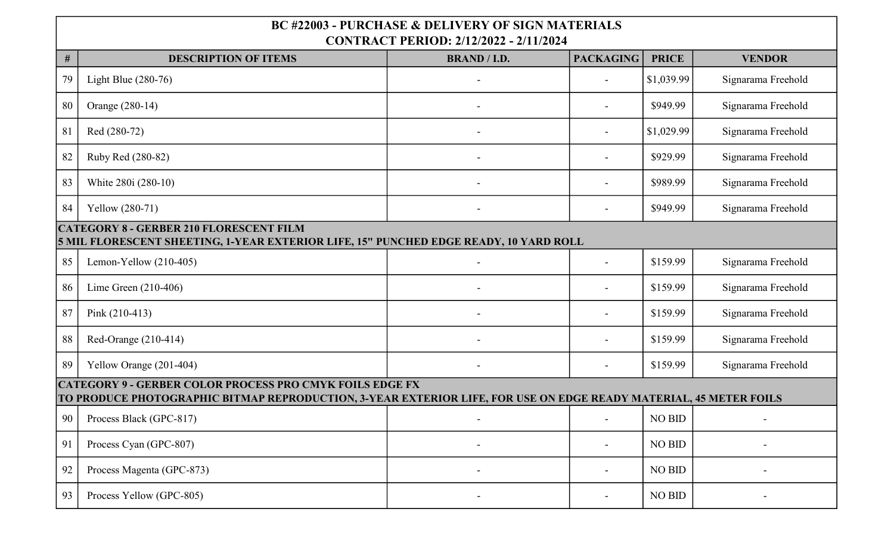| BC #22003 - PURCHASE & DELIVERY OF SIGN MATERIALS<br>CONTRACT PERIOD: 2/12/2022 - 2/11/2024 | | | | | |
|---|---|---|---|---|---|
| **#** | **DESCRIPTION OF ITEMS** | **BRAND / I.D.** | **PACKAGING** | **PRICE** | **VENDOR** |
| 79 | Light Blue (280-76) | - | - | $1,039.99 | Signarama Freehold |
| 80 | Orange (280-14) | - | - | $949.99 | Signarama Freehold |
| 81 | Red (280-72) | - | - | $1,029.99 | Signarama Freehold |
| 82 | Ruby Red (280-82) | - | - | $929.99 | Signarama Freehold |
| 83 | White 280i (280-10) | - | - | $989.99 | Signarama Freehold |
| 84 | Yellow (280-71) | - | - | $949.99 | Signarama Freehold |
| **CATEGORY 8 - GERBER 210 FLORESCENT FILM<br>5 MIL FLORESCENT SHEETING, 1-YEAR EXTERIOR LIFE, 15" PUNCHED EDGE READY, 10 YARD ROLL** | | | | | |
| 85 | Lemon-Yellow (210-405) | - | - | $159.99 | Signarama Freehold |
| 86 | Lime Green (210-406) | - | - | $159.99 | Signarama Freehold |
| 87 | Pink (210-413) | - | - | $159.99 | Signarama Freehold |
| 88 | Red-Orange (210-414) | - | - | $159.99 | Signarama Freehold |
| 89 | Yellow Orange (201-404) | - | - | $159.99 | Signarama Freehold |
| **CATEGORY 9 - GERBER COLOR PROCESS PRO CMYK FOILS EDGE FX<br>TO PRODUCE PHOTOGRAPHIC BITMAP REPRODUCTION, 3-YEAR EXTERIOR LIFE, FOR USE ON EDGE READY MATERIAL, 45 METER FOILS** | | | | | |
| 90 | Process Black (GPC-817) | - | - | NO BID | - |
| 91 | Process Cyan (GPC-807) | - | - | NO BID | - |
| 92 | Process Magenta (GPC-873) | - | - | NO BID | - |
| 93 | Process Yellow (GPC-805) | - | - | NO BID | - |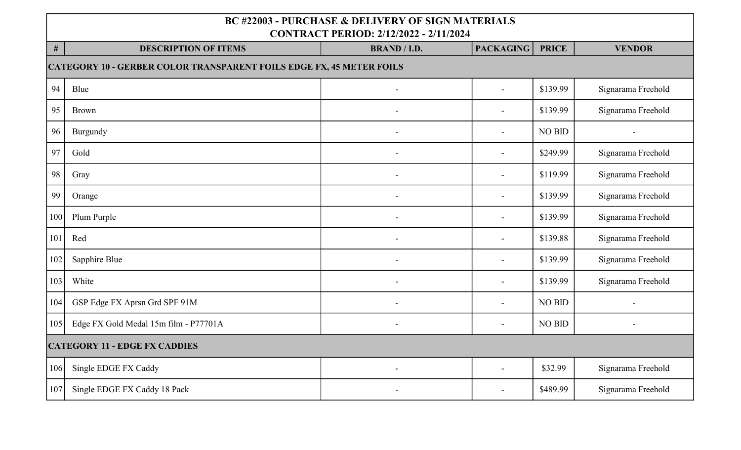| BC #22003 - PURCHASE & DELIVERY OF SIGN MATERIALS<br>CONTRACT PERIOD: 2/12/2022 - 2/11/2024 | | | | | |
|---|---|---|---|---|---|
| # | DESCRIPTION OF ITEMS | BRAND / I.D. | PACKAGING | PRICE | VENDOR |
| **CATEGORY 10 - GERBER COLOR TRANSPARENT FOILS EDGE FX, 45 METER FOILS** | | | | | |
| 94 | Blue | - | - | $139.99 | Signarama Freehold |
| 95 | Brown | - | - | $139.99 | Signarama Freehold |
| 96 | Burgundy | - | - | NO BID | - |
| 97 | Gold | - | - | $249.99 | Signarama Freehold |
| 98 | Gray | - | - | $119.99 | Signarama Freehold |
| 99 | Orange | - | - | $139.99 | Signarama Freehold |
| 100 | Plum Purple | - | - | $139.99 | Signarama Freehold |
| 101 | Red | - | - | $139.88 | Signarama Freehold |
| 102 | Sapphire Blue | - | - | $139.99 | Signarama Freehold |
| 103 | White | - | - | $139.99 | Signarama Freehold |
| 104 | GSP Edge FX Aprsn Grd SPF 91M | - | - | NO BID | - |
| 105 | Edge FX Gold Medal 15m film - P77701A | - | - | NO BID | - |
| **CATEGORY 11 - EDGE FX CADDIES** | | | | | |
| 106 | Single EDGE FX Caddy | - | - | $32.99 | Signarama Freehold |
| 107 | Single EDGE FX Caddy 18 Pack | - | - | $489.99 | Signarama Freehold |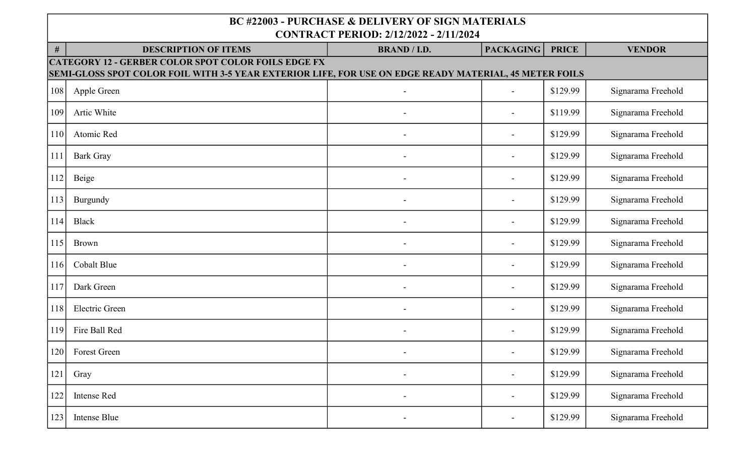| BC #22003 - PURCHASE & DELIVERY OF SIGN MATERIALS<br>CONTRACT PERIOD: 2/12/2022 - 2/11/2024 | | | | | |
|---|---|---|---|---|---|
| **#** | **DESCRIPTION OF ITEMS** | **BRAND / I.D.** | **PACKAGING** | **PRICE** | **VENDOR** |
| **CATEGORY 12 - GERBER COLOR SPOT COLOR FOILS EDGE FX**<br>**SEMI-GLOSS SPOT COLOR FOIL WITH 3-5 YEAR EXTERIOR LIFE, FOR USE ON EDGE READY MATERIAL, 45 METER FOILS** | | | | | |
| 108 | Apple Green | - | - | $129.99 | Signarama Freehold |
| 109 | Artic White | - | - | $119.99 | Signarama Freehold |
| 110 | Atomic Red | - | - | $129.99 | Signarama Freehold |
| 111 | Bark Gray | - | - | $129.99 | Signarama Freehold |
| 112 | Beige | - | - | $129.99 | Signarama Freehold |
| 113 | Burgundy | - | - | $129.99 | Signarama Freehold |
| 114 | Black | - | - | $129.99 | Signarama Freehold |
| 115 | Brown | - | - | $129.99 | Signarama Freehold |
| 116 | Cobalt Blue | - | - | $129.99 | Signarama Freehold |
| 117 | Dark Green | - | - | $129.99 | Signarama Freehold |
| 118 | Electric Green | - | - | $129.99 | Signarama Freehold |
| 119 | Fire Ball Red | - | - | $129.99 | Signarama Freehold |
| 120 | Forest Green | - | - | $129.99 | Signarama Freehold |
| 121 | Gray | - | - | $129.99 | Signarama Freehold |
| 122 | Intense Red | - | - | $129.99 | Signarama Freehold |
| 123 | Intense Blue | - | - | $129.99 | Signarama Freehold |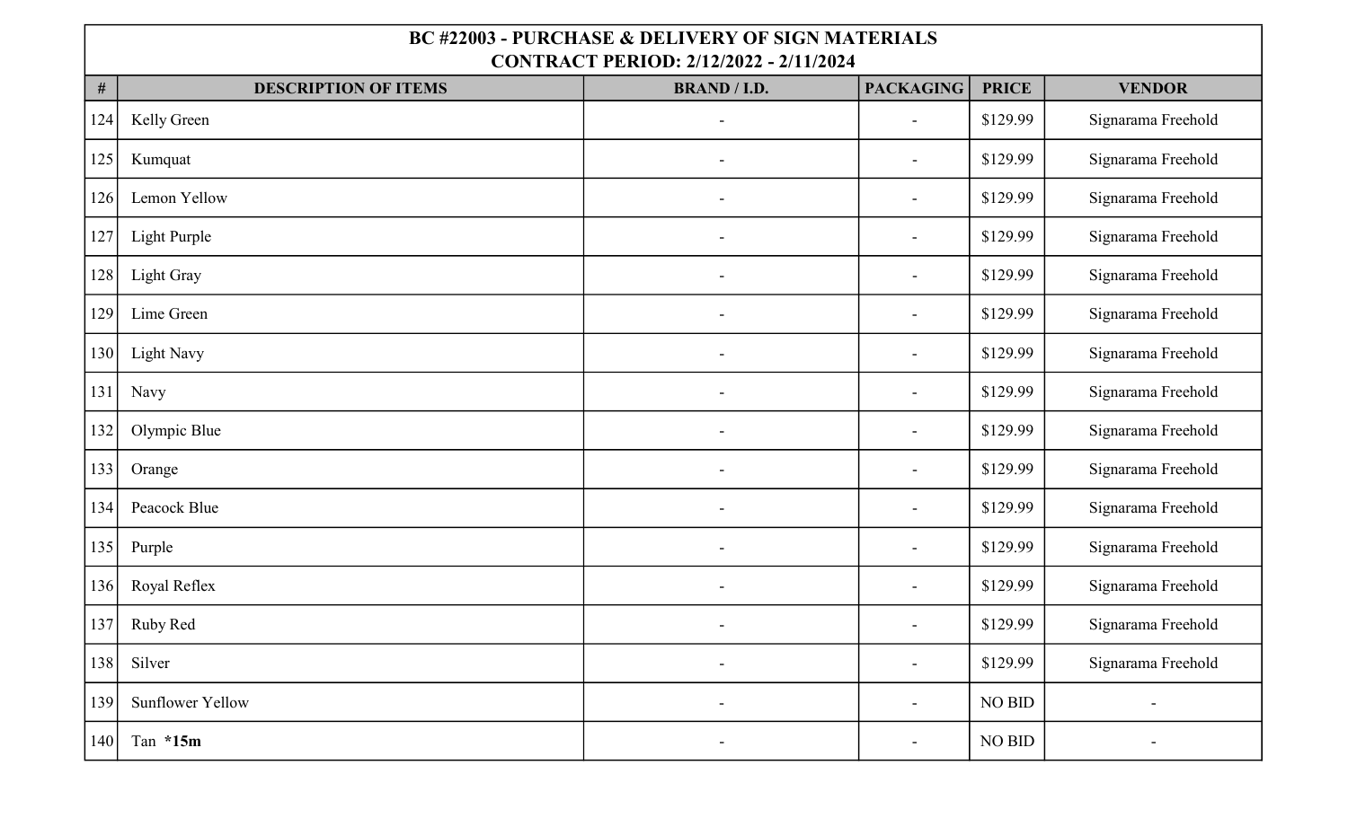| BC #22003 - PURCHASE & DELIVERY OF SIGN MATERIALS<br>CONTRACT PERIOD: 2/12/2022 - 2/11/2024 | | | | | |
|---|---|---|---|---|---|
| # | DESCRIPTION OF ITEMS | BRAND / I.D. | PACKAGING | PRICE | VENDOR |
| 124 | Kelly Green | - | - | $129.99 | Signarama Freehold |
| 125 | Kumquat | - | - | $129.99 | Signarama Freehold |
| 126 | Lemon Yellow | - | - | $129.99 | Signarama Freehold |
| 127 | Light Purple | - | - | $129.99 | Signarama Freehold |
| 128 | Light Gray | - | - | $129.99 | Signarama Freehold |
| 129 | Lime Green | - | - | $129.99 | Signarama Freehold |
| 130 | Light Navy | - | - | $129.99 | Signarama Freehold |
| 131 | Navy | - | - | $129.99 | Signarama Freehold |
| 132 | Olympic Blue | - | - | $129.99 | Signarama Freehold |
| 133 | Orange | - | - | $129.99 | Signarama Freehold |
| 134 | Peacock Blue | - | - | $129.99 | Signarama Freehold |
| 135 | Purple | - | - | $129.99 | Signarama Freehold |
| 136 | Royal Reflex | - | - | $129.99 | Signarama Freehold |
| 137 | Ruby Red | - | - | $129.99 | Signarama Freehold |
| 138 | Silver | - | - | $129.99 | Signarama Freehold |
| 139 | Sunflower Yellow | - | - | NO BID | - |
| 140 | Tan **\*15m** | - | - | NO BID | - |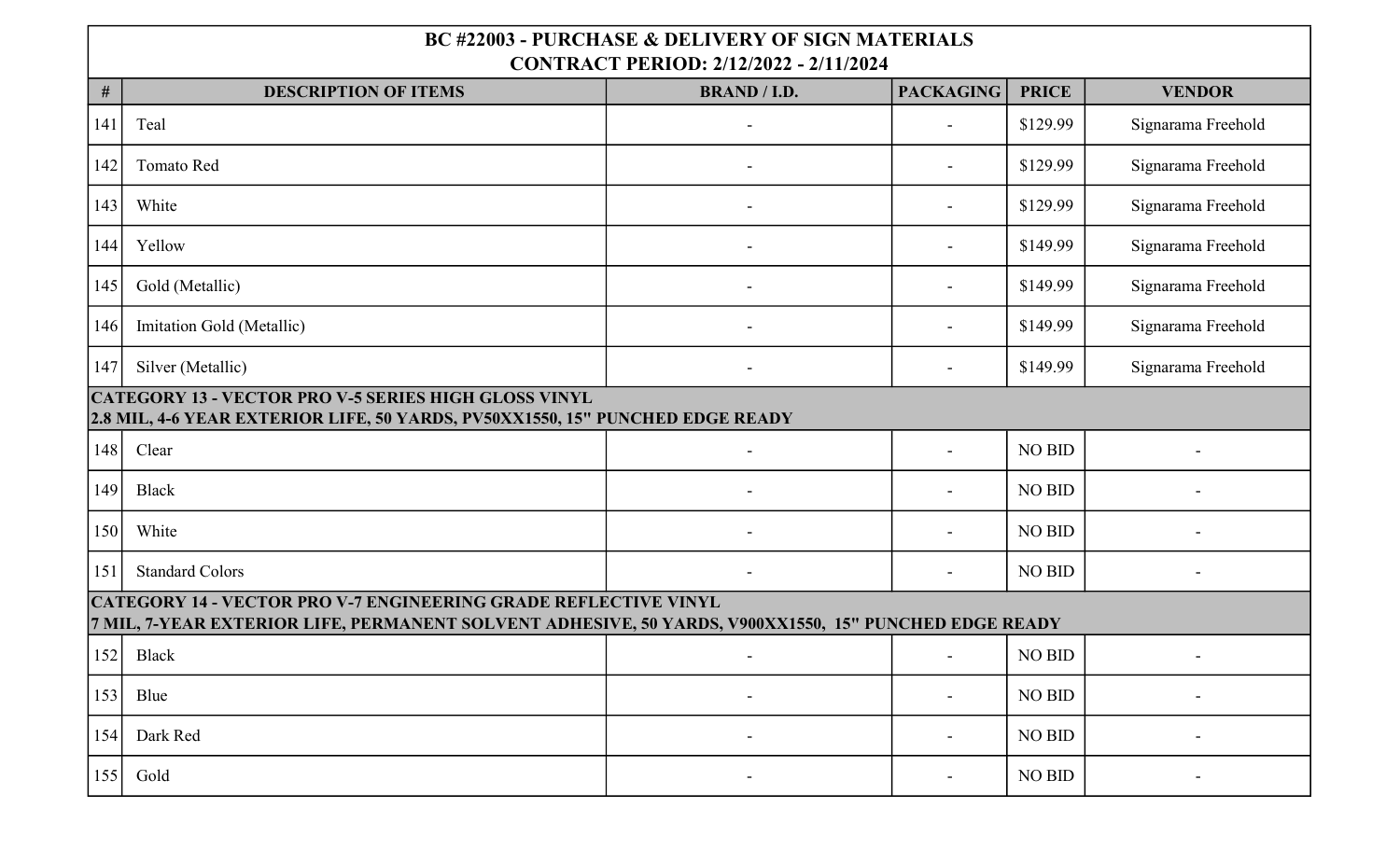| BC #22003 - PURCHASE & DELIVERY OF SIGN MATERIALS<br>CONTRACT PERIOD: 2/12/2022 - 2/11/2024 | | | | | |
|---|---|---|---|---|---|
| # | DESCRIPTION OF ITEMS | BRAND / I.D. | PACKAGING | PRICE | VENDOR |
| 141 | Teal | - | - | $129.99 | Signarama Freehold |
| 142 | Tomato Red | - | - | $129.99 | Signarama Freehold |
| 143 | White | - | - | $129.99 | Signarama Freehold |
| 144 | Yellow | - | - | $149.99 | Signarama Freehold |
| 145 | Gold (Metallic) | - | - | $149.99 | Signarama Freehold |
| 146 | Imitation Gold (Metallic) | - | - | $149.99 | Signarama Freehold |
| 147 | Silver (Metallic) | - | - | $149.99 | Signarama Freehold |
| **CATEGORY 13 - VECTOR PRO V-5 SERIES HIGH GLOSS VINYL<br>2.8 MIL, 4-6 YEAR EXTERIOR LIFE, 50 YARDS, PV50XX1550, 15" PUNCHED EDGE READY** | | | | | |
| 148 | Clear | - | - | NO BID | - |
| 149 | Black | - | - | NO BID | - |
| 150 | White | - | - | NO BID | - |
| 151 | Standard Colors | - | - | NO BID | - |
| **CATEGORY 14 - VECTOR PRO V-7 ENGINEERING GRADE REFLECTIVE VINYL<br>7 MIL, 7-YEAR EXTERIOR LIFE, PERMANENT SOLVENT ADHESIVE, 50 YARDS, V900XX1550, 15" PUNCHED EDGE READY** | | | | | |
| 152 | Black | - | - | NO BID | - |
| 153 | Blue | - | - | NO BID | - |
| 154 | Dark Red | - | - | NO BID | - |
| 155 | Gold | - | - | NO BID | - |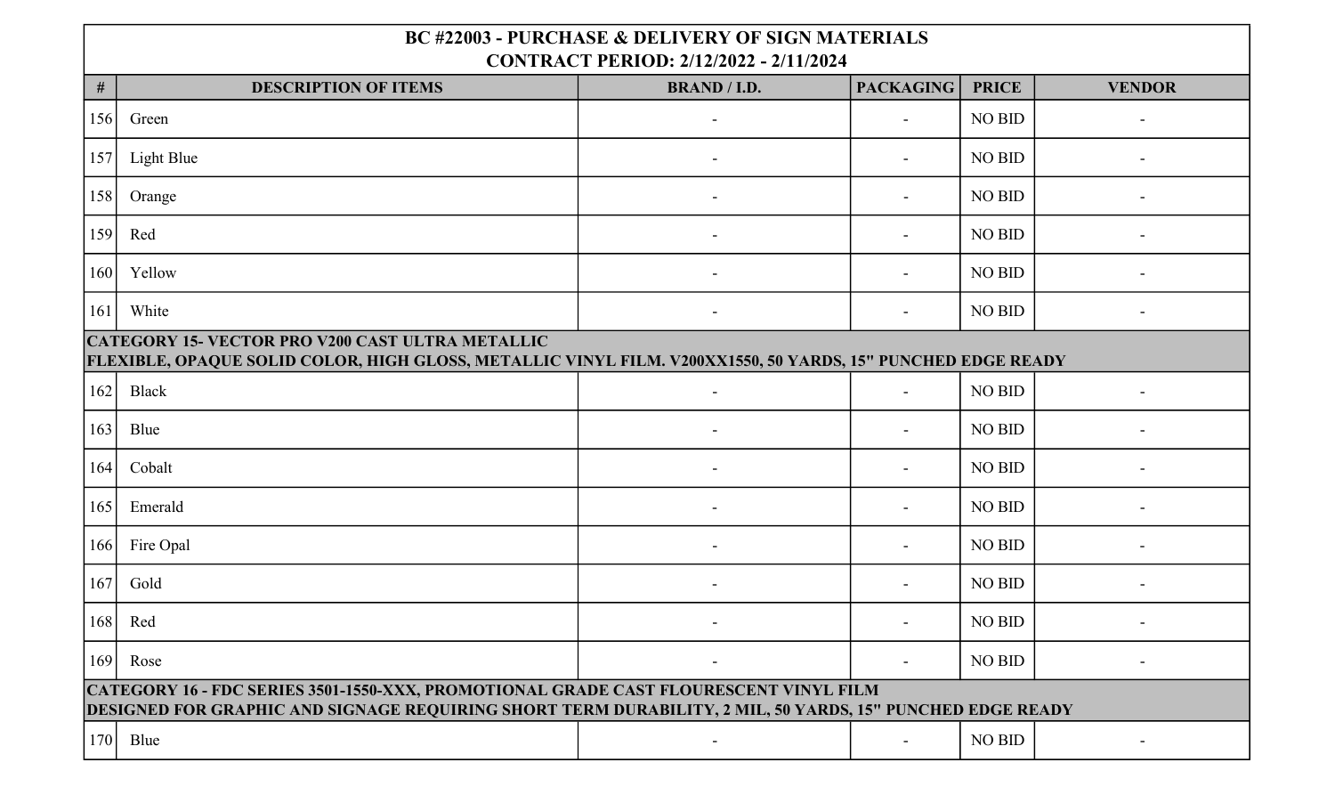| BC #22003 - PURCHASE & DELIVERY OF SIGN MATERIALS<br>CONTRACT PERIOD: 2/12/2022 - 2/11/2024 | | | | | |
|---|---|---|---|---|---|
| # | DESCRIPTION OF ITEMS | BRAND / I.D. | PACKAGING | PRICE | VENDOR |
| 156 | Green | - | - | NO BID | - |
| 157 | Light Blue | - | - | NO BID | - |
| 158 | Orange | - | - | NO BID | - |
| 159 | Red | - | - | NO BID | - |
| 160 | Yellow | - | - | NO BID | - |
| 161 | White | - | - | NO BID | - |
| **CATEGORY 15- VECTOR PRO V200 CAST ULTRA METALLIC<br>FLEXIBLE, OPAQUE SOLID COLOR, HIGH GLOSS, METALLIC VINYL FILM. V200XX1550, 50 YARDS, 15" PUNCHED EDGE READY** | | | | | |
| 162 | Black | - | - | NO BID | - |
| 163 | Blue | - | - | NO BID | - |
| 164 | Cobalt | - | - | NO BID | - |
| 165 | Emerald | - | - | NO BID | - |
| 166 | Fire Opal | - | - | NO BID | - |
| 167 | Gold | - | - | NO BID | - |
| 168 | Red | - | - | NO BID | - |
| 169 | Rose | - | - | NO BID | - |
| **CATEGORY 16 - FDC SERIES 3501-1550-XXX, PROMOTIONAL GRADE CAST FLOURESCENT VINYL FILM<br>DESIGNED FOR GRAPHIC AND SIGNAGE REQUIRING SHORT TERM DURABILITY, 2 MIL, 50 YARDS, 15" PUNCHED EDGE READY** | | | | | |
| 170 | Blue | - | - | NO BID | - |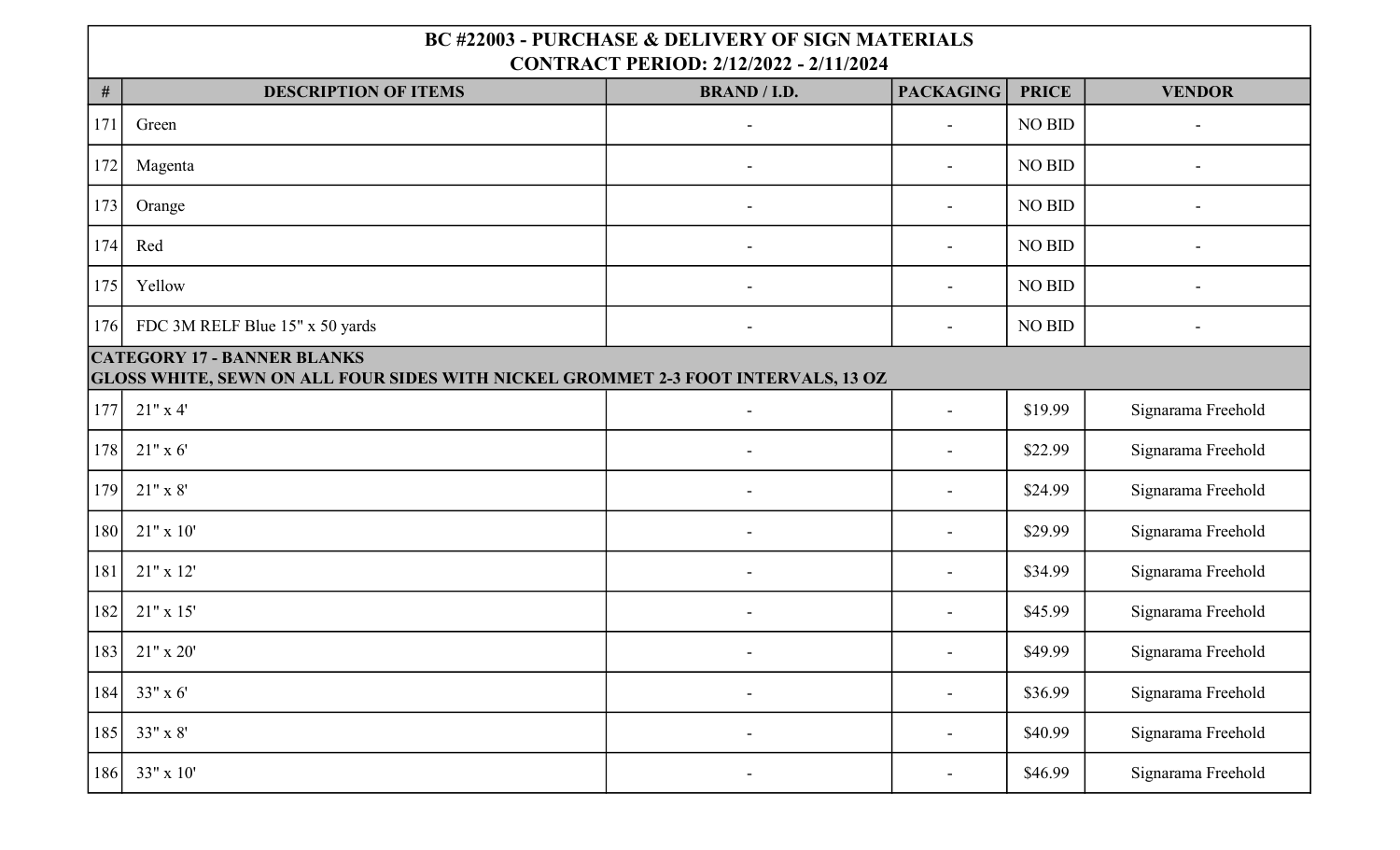| BC #22003 - PURCHASE & DELIVERY OF SIGN MATERIALS<br>CONTRACT PERIOD: 2/12/2022 - 2/11/2024 | | | | | |
|---|---|---|---|---|---|
| **#** | **DESCRIPTION OF ITEMS** | **BRAND / I.D.** | **PACKAGING** | **PRICE** | **VENDOR** |
| 171 | Green | - | - | NO BID | - |
| 172 | Magenta | - | - | NO BID | - |
| 173 | Orange | - | - | NO BID | - |
| 174 | Red | - | - | NO BID | - |
| 175 | Yellow | - | - | NO BID | - |
| 176 | FDC 3M RELF Blue 15" x 50 yards | - | - | NO BID | - |
| **CATEGORY 17 - BANNER BLANKS<br>GLOSS WHITE, SEWN ON ALL FOUR SIDES WITH NICKEL GROMMET 2-3 FOOT INTERVALS, 13 OZ** | | | | | |
| 177 | 21" x 4' | - | - | $19.99 | Signarama Freehold |
| 178 | 21" x 6' | - | - | $22.99 | Signarama Freehold |
| 179 | 21" x 8' | - | - | $24.99 | Signarama Freehold |
| 180 | 21" x 10' | - | - | $29.99 | Signarama Freehold |
| 181 | 21" x 12' | - | - | $34.99 | Signarama Freehold |
| 182 | 21" x 15' | - | - | $45.99 | Signarama Freehold |
| 183 | 21" x 20' | - | - | $49.99 | Signarama Freehold |
| 184 | 33" x 6' | - | - | $36.99 | Signarama Freehold |
| 185 | 33" x 8' | - | - | $40.99 | Signarama Freehold |
| 186 | 33" x 10' | - | - | $46.99 | Signarama Freehold |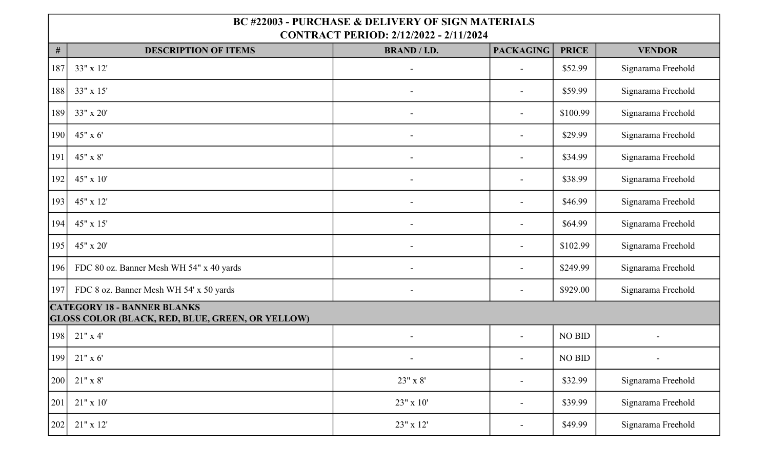| BC #22003 - PURCHASE & DELIVERY OF SIGN MATERIALS<br>CONTRACT PERIOD: 2/12/2022 - 2/11/2024 | | | | | |
|---|---|---|---|---|---|
| **#** | **DESCRIPTION OF ITEMS** | **BRAND / I.D.** | **PACKAGING** | **PRICE** | **VENDOR** |
| 187 | 33" x 12' | - | - | $52.99 | Signarama Freehold |
| 188 | 33" x 15' | - | - | $59.99 | Signarama Freehold |
| 189 | 33" x 20' | - | - | $100.99 | Signarama Freehold |
| 190 | 45" x 6' | - | - | $29.99 | Signarama Freehold |
| 191 | 45" x 8' | - | - | $34.99 | Signarama Freehold |
| 192 | 45" x 10' | - | - | $38.99 | Signarama Freehold |
| 193 | 45" x 12' | - | - | $46.99 | Signarama Freehold |
| 194 | 45" x 15' | - | - | $64.99 | Signarama Freehold |
| 195 | 45" x 20' | - | - | $102.99 | Signarama Freehold |
| 196 | FDC 80 oz. Banner Mesh WH 54" x 40 yards | - | - | $249.99 | Signarama Freehold |
| 197 | FDC 8 oz. Banner Mesh WH 54' x 50 yards | - | - | $929.00 | Signarama Freehold |
| **CATEGORY 18 - BANNER BLANKS<br>GLOSS COLOR (BLACK, RED, BLUE, GREEN, OR YELLOW)** | | | | | |
| 198 | 21" x 4' | - | - | NO BID | - |
| 199 | 21" x 6' | - | - | NO BID | - |
| 200 | 21" x 8' | 23" x 8' | - | $32.99 | Signarama Freehold |
| 201 | 21" x 10' | 23" x 10' | - | $39.99 | Signarama Freehold |
| 202 | 21" x 12' | 23" x 12' | - | $49.99 | Signarama Freehold |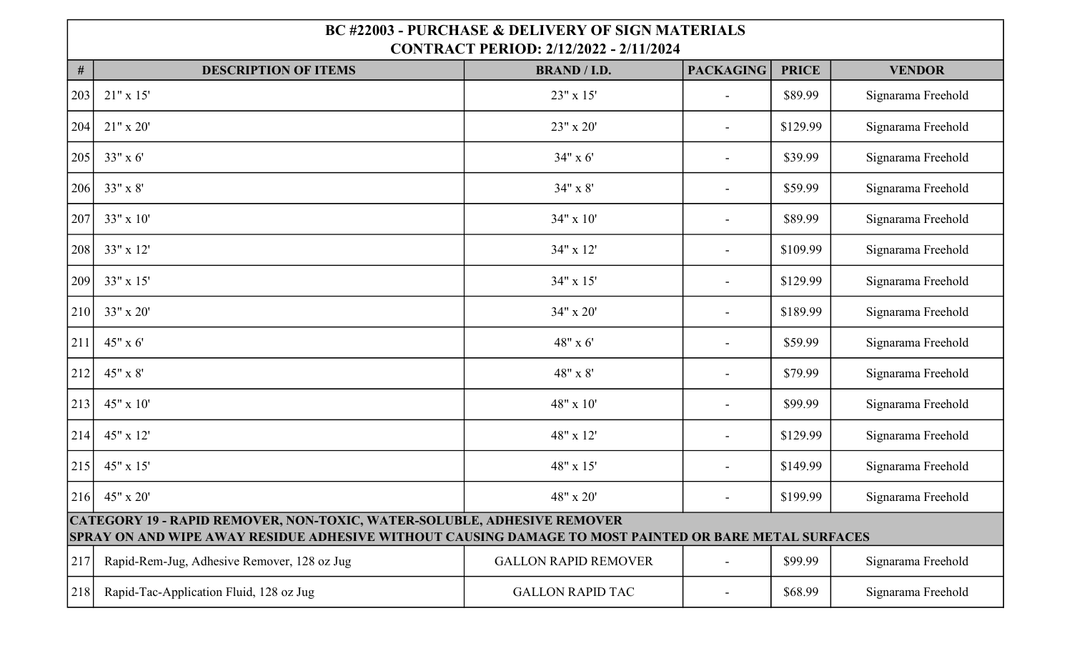| BC #22003 - PURCHASE & DELIVERY OF SIGN MATERIALS<br>CONTRACT PERIOD: 2/12/2022 - 2/11/2024 | | | | | |
|---|---|---|---|---|---|
| # | DESCRIPTION OF ITEMS | BRAND / I.D. | PACKAGING | PRICE | VENDOR |
| 203 | 21" x 15' | 23" x 15' | - | $89.99 | Signarama Freehold |
| 204 | 21" x 20' | 23" x 20' | - | $129.99 | Signarama Freehold |
| 205 | 33" x 6' | 34" x 6' | - | $39.99 | Signarama Freehold |
| 206 | 33" x 8' | 34" x 8' | - | $59.99 | Signarama Freehold |
| 207 | 33" x 10' | 34" x 10' | - | $89.99 | Signarama Freehold |
| 208 | 33" x 12' | 34" x 12' | - | $109.99 | Signarama Freehold |
| 209 | 33" x 15' | 34" x 15' | - | $129.99 | Signarama Freehold |
| 210 | 33" x 20' | 34" x 20' | - | $189.99 | Signarama Freehold |
| 211 | 45" x 6' | 48" x 6' | - | $59.99 | Signarama Freehold |
| 212 | 45" x 8' | 48" x 8' | - | $79.99 | Signarama Freehold |
| 213 | 45" x 10' | 48" x 10' | - | $99.99 | Signarama Freehold |
| 214 | 45" x 12' | 48" x 12' | - | $129.99 | Signarama Freehold |
| 215 | 45" x 15' | 48" x 15' | - | $149.99 | Signarama Freehold |
| 216 | 45" x 20' | 48" x 20' | - | $199.99 | Signarama Freehold |
| **CATEGORY 19 - RAPID REMOVER, NON-TOXIC, WATER-SOLUBLE, ADHESIVE REMOVER<br>SPRAY ON AND WIPE AWAY RESIDUE ADHESIVE WITHOUT CAUSING DAMAGE TO MOST PAINTED OR BARE METAL SURFACES** | | | | | |
| 217 | Rapid-Rem-Jug, Adhesive Remover, 128 oz Jug | GALLON RAPID REMOVER | - | $99.99 | Signarama Freehold |
| 218 | Rapid-Tac-Application Fluid, 128 oz Jug | GALLON RAPID TAC | - | $68.99 | Signarama Freehold |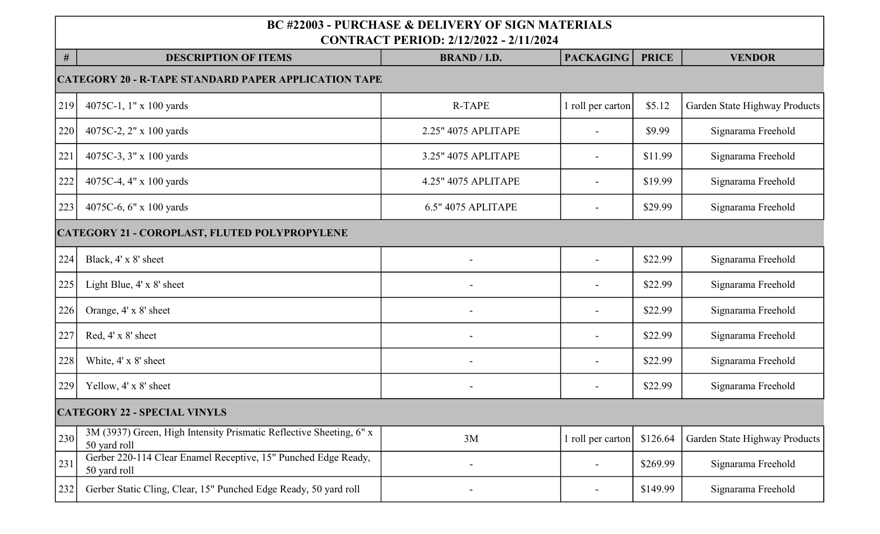| # | DESCRIPTION OF ITEMS | BRAND / I.D. | PACKAGING | PRICE | VENDOR |
|---|---|---|---|---|---|
| **BC #22003 - PURCHASE & DELIVERY OF SIGN MATERIALS<br>CONTRACT PERIOD: 2/12/2022 - 2/11/2024** | | | | | |
| **CATEGORY 20 - R-TAPE STANDARD PAPER APPLICATION TAPE** | | | | | |
| 219 | 4075C-1, 1" x 100 yards | R-TAPE | 1 roll per carton | $5.12 | Garden State Highway Products |
| 220 | 4075C-2, 2" x 100 yards | 2.25" 4075 APLITAPE | - | $9.99 | Signarama Freehold |
| 221 | 4075C-3, 3" x 100 yards | 3.25" 4075 APLITAPE | - | $11.99 | Signarama Freehold |
| 222 | 4075C-4, 4" x 100 yards | 4.25" 4075 APLITAPE | - | $19.99 | Signarama Freehold |
| 223 | 4075C-6, 6" x 100 yards | 6.5" 4075 APLITAPE | - | $29.99 | Signarama Freehold |
| **CATEGORY 21 - COROPLAST, FLUTED POLYPROPYLENE** | | | | | |
| 224 | Black, 4' x 8' sheet | - | - | $22.99 | Signarama Freehold |
| 225 | Light Blue, 4' x 8' sheet | - | - | $22.99 | Signarama Freehold |
| 226 | Orange, 4' x 8' sheet | - | - | $22.99 | Signarama Freehold |
| 227 | Red, 4' x 8' sheet | - | - | $22.99 | Signarama Freehold |
| 228 | White, 4' x 8' sheet | - | - | $22.99 | Signarama Freehold |
| 229 | Yellow, 4' x 8' sheet | - | - | $22.99 | Signarama Freehold |
| **CATEGORY 22 - SPECIAL VINYLS** | | | | | |
| 230 | 3M (3937) Green, High Intensity Prismatic Reflective Sheeting, 6" x 50 yard roll | 3M | 1 roll per carton | $126.64 | Garden State Highway Products |
| 231 | Gerber 220-114 Clear Enamel Receptive, 15" Punched Edge Ready, 50 yard roll | - | - | $269.99 | Signarama Freehold |
| 232 | Gerber Static Cling, Clear, 15" Punched Edge Ready, 50 yard roll | - | - | $149.99 | Signarama Freehold |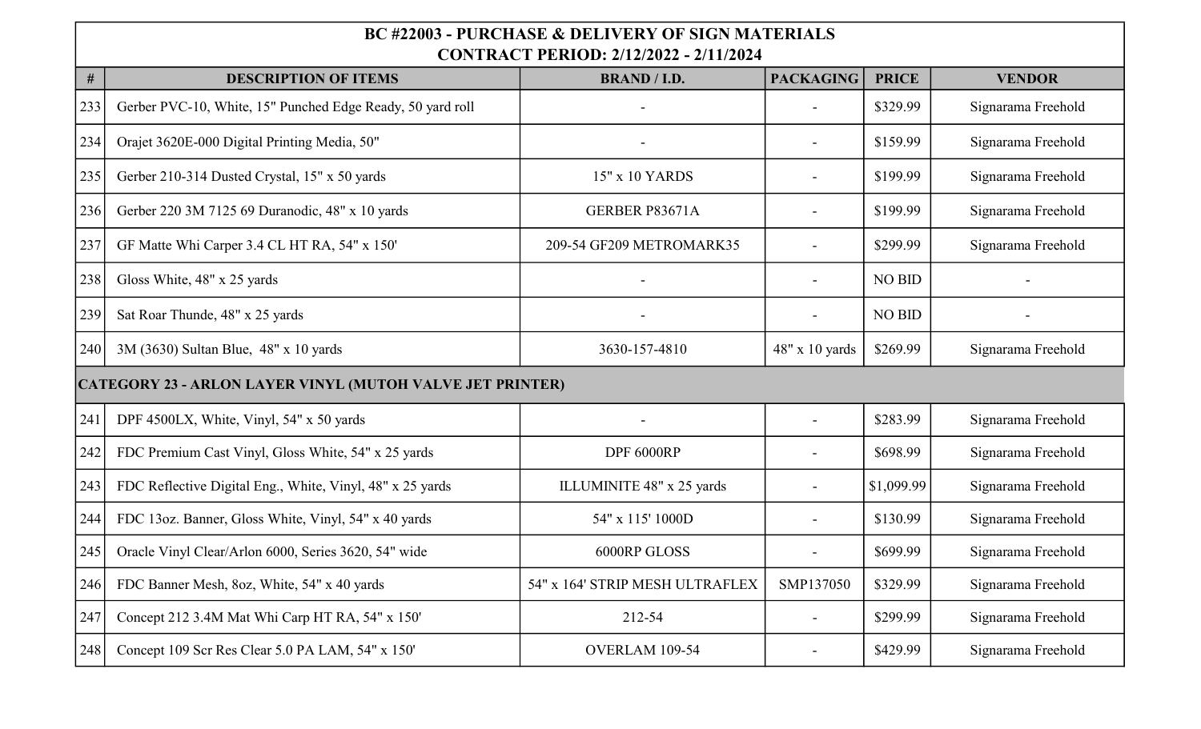| BC #22003 - PURCHASE & DELIVERY OF SIGN MATERIALS<br>CONTRACT PERIOD: 2/12/2022 - 2/11/2024 | | | | | |
|---|---|---|---|---|---|
| # | DESCRIPTION OF ITEMS | BRAND / I.D. | PACKAGING | PRICE | VENDOR |
| 233 | Gerber PVC-10, White, 15" Punched Edge Ready, 50 yard roll | - | - | $329.99 | Signarama Freehold |
| 234 | Orajet 3620E-000 Digital Printing Media, 50" | - | - | $159.99 | Signarama Freehold |
| 235 | Gerber 210-314 Dusted Crystal, 15" x 50 yards | 15" x 10 YARDS | - | $199.99 | Signarama Freehold |
| 236 | Gerber 220 3M 7125 69 Duranodic, 48" x 10 yards | GERBER P83671A | - | $199.99 | Signarama Freehold |
| 237 | GF Matte Whi Carper 3.4 CL HT RA, 54" x 150' | 209-54 GF209 METROMARK35 | - | $299.99 | Signarama Freehold |
| 238 | Gloss White, 48" x 25 yards | - | - | NO BID | - |
| 239 | Sat Roar Thunde, 48" x 25 yards | - | - | NO BID | - |
| 240 | 3M (3630) Sultan Blue, 48" x 10 yards | 3630-157-4810 | 48" x 10 yards | $269.99 | Signarama Freehold |
| **CATEGORY 23 - ARLON LAYER VINYL (MUTOH VALVE JET PRINTER)** | | | | | |
| 241 | DPF 4500LX, White, Vinyl, 54" x 50 yards | - | - | $283.99 | Signarama Freehold |
| 242 | FDC Premium Cast Vinyl, Gloss White, 54" x 25 yards | DPF 6000RP | - | $698.99 | Signarama Freehold |
| 243 | FDC Reflective Digital Eng., White, Vinyl, 48" x 25 yards | ILLUMINITE 48" x 25 yards | - | $1,099.99 | Signarama Freehold |
| 244 | FDC 13oz. Banner, Gloss White, Vinyl, 54" x 40 yards | 54" x 115' 1000D | - | $130.99 | Signarama Freehold |
| 245 | Oracle Vinyl Clear/Arlon 6000, Series 3620, 54" wide | 6000RP GLOSS | - | $699.99 | Signarama Freehold |
| 246 | FDC Banner Mesh, 8oz, White, 54" x 40 yards | 54" x 164' STRIP MESH ULTRAFLEX | SMP137050 | $329.99 | Signarama Freehold |
| 247 | Concept 212 3.4M Mat Whi Carp HT RA, 54" x 150' | 212-54 | - | $299.99 | Signarama Freehold |
| 248 | Concept 109 Scr Res Clear 5.0 PA LAM, 54" x 150' | OVERLAM 109-54 | - | $429.99 | Signarama Freehold |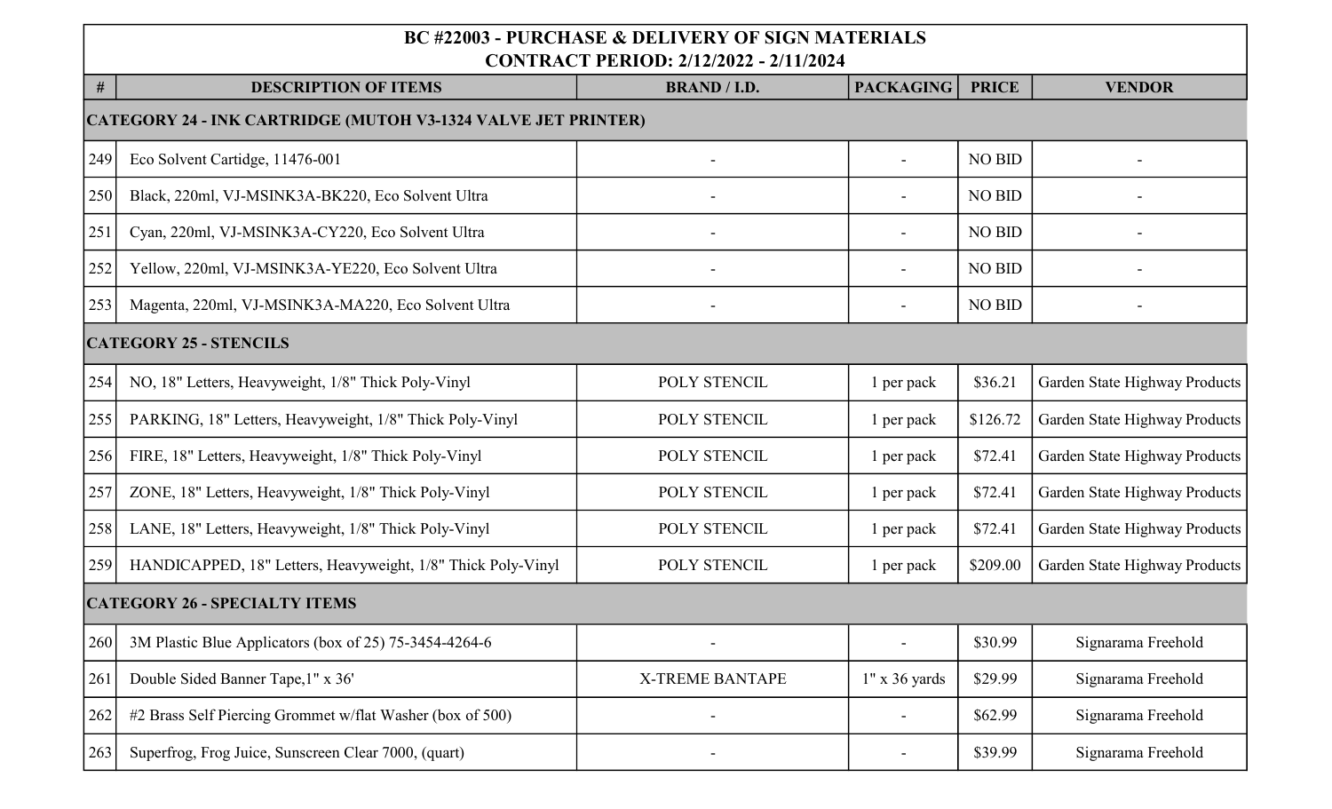| BC #22003 - PURCHASE & DELIVERY OF SIGN MATERIALS<br>CONTRACT PERIOD: 2/12/2022 - 2/11/2024 | | | | | |
|---|---|---|---|---|---|
| # | DESCRIPTION OF ITEMS | BRAND / I.D. | PACKAGING | PRICE | VENDOR |
| **CATEGORY 24 - INK CARTRIDGE (MUTOH V3-1324 VALVE JET PRINTER)** | | | | | |
| 249 | Eco Solvent Cartidge, 11476-001 | - | - | NO BID | - |
| 250 | Black, 220ml, VJ-MSINK3A-BK220, Eco Solvent Ultra | - | - | NO BID | - |
| 251 | Cyan, 220ml, VJ-MSINK3A-CY220, Eco Solvent Ultra | - | - | NO BID | - |
| 252 | Yellow, 220ml, VJ-MSINK3A-YE220, Eco Solvent Ultra | - | - | NO BID | - |
| 253 | Magenta, 220ml, VJ-MSINK3A-MA220, Eco Solvent Ultra | - | - | NO BID | - |
| **CATEGORY 25 - STENCILS** | | | | | |
| 254 | NO, 18" Letters, Heavyweight, 1/8" Thick Poly-Vinyl | POLY STENCIL | 1 per pack | $36.21 | Garden State Highway Products |
| 255 | PARKING, 18" Letters, Heavyweight, 1/8" Thick Poly-Vinyl | POLY STENCIL | 1 per pack | $126.72 | Garden State Highway Products |
| 256 | FIRE, 18" Letters, Heavyweight, 1/8" Thick Poly-Vinyl | POLY STENCIL | 1 per pack | $72.41 | Garden State Highway Products |
| 257 | ZONE, 18" Letters, Heavyweight, 1/8" Thick Poly-Vinyl | POLY STENCIL | 1 per pack | $72.41 | Garden State Highway Products |
| 258 | LANE, 18" Letters, Heavyweight, 1/8" Thick Poly-Vinyl | POLY STENCIL | 1 per pack | $72.41 | Garden State Highway Products |
| 259 | HANDICAPPED, 18" Letters, Heavyweight, 1/8" Thick Poly-Vinyl | POLY STENCIL | 1 per pack | $209.00 | Garden State Highway Products |
| **CATEGORY 26 - SPECIALTY ITEMS** | | | | | |
| 260 | 3M Plastic Blue Applicators (box of 25) 75-3454-4264-6 | - | - | $30.99 | Signarama Freehold |
| 261 | Double Sided Banner Tape,1" x 36' | X-TREME BANTAPE | 1" x 36 yards | $29.99 | Signarama Freehold |
| 262 | #2 Brass Self Piercing Grommet w/flat Washer (box of 500) | - | - | $62.99 | Signarama Freehold |
| 263 | Superfrog, Frog Juice, Sunscreen Clear 7000, (quart) | - | - | $39.99 | Signarama Freehold |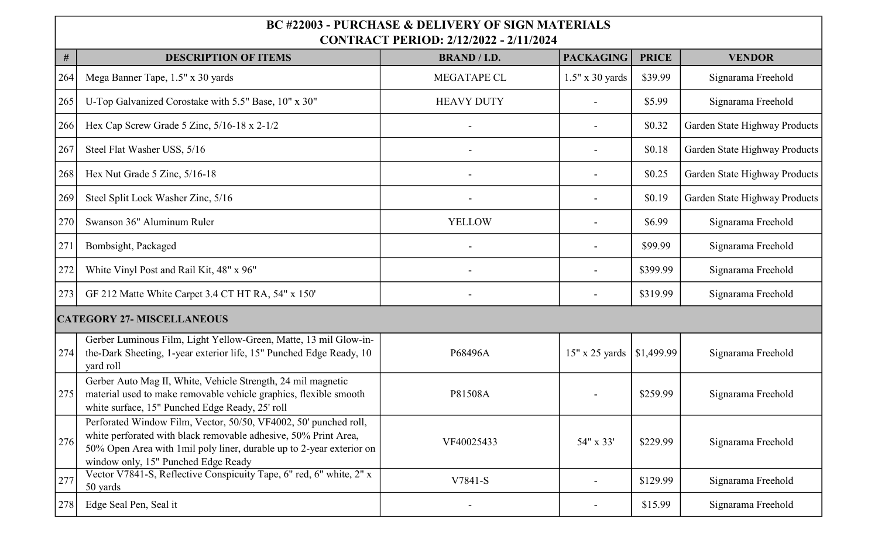| # | DESCRIPTION OF ITEMS | BRAND / I.D. | PACKAGING | PRICE | VENDOR |
|---|---|---|---|---|---|
| | **BC #22003 - PURCHASE & DELIVERY OF SIGN MATERIALS**<br>**CONTRACT PERIOD: 2/12/2022 - 2/11/2024** | | | | |
| 264 | Mega Banner Tape, 1.5" x 30 yards | MEGATAPE CL | 1.5" x 30 yards | $39.99 | Signarama Freehold |
| 265 | U-Top Galvanized Corostake with 5.5" Base, 10" x 30" | HEAVY DUTY | - | $5.99 | Signarama Freehold |
| 266 | Hex Cap Screw Grade 5 Zinc, 5/16-18 x 2-1/2 | - | - | $0.32 | Garden State Highway Products |
| 267 | Steel Flat Washer USS, 5/16 | - | - | $0.18 | Garden State Highway Products |
| 268 | Hex Nut Grade 5 Zinc, 5/16-18 | - | - | $0.25 | Garden State Highway Products |
| 269 | Steel Split Lock Washer Zinc, 5/16 | - | - | $0.19 | Garden State Highway Products |
| 270 | Swanson 36" Aluminum Ruler | YELLOW | - | $6.99 | Signarama Freehold |
| 271 | Bombsight, Packaged | - | - | $99.99 | Signarama Freehold |
| 272 | White Vinyl Post and Rail Kit, 48" x 96" | - | - | $399.99 | Signarama Freehold |
| 273 | GF 212 Matte White Carpet 3.4 CT HT RA, 54" x 150' | - | - | $319.99 | Signarama Freehold |
| **CATEGORY 27- MISCELLANEOUS** | | | | | |
| 274 | Gerber Luminous Film, Light Yellow-Green, Matte, 13 mil Glow-in-the-Dark Sheeting, 1-year exterior life, 15" Punched Edge Ready, 10 yard roll | P68496A | 15" x 25 yards | $1,499.99 | Signarama Freehold |
| 275 | Gerber Auto Mag II, White, Vehicle Strength, 24 mil magnetic material used to make removable vehicle graphics, flexible smooth white surface, 15" Punched Edge Ready, 25' roll | P81508A | - | $259.99 | Signarama Freehold |
| 276 | Perforated Window Film, Vector, 50/50, VF4002, 50' punched roll, white perforated with black removable adhesive, 50% Print Area, 50% Open Area with 1mil poly liner, durable up to 2-year exterior on window only, 15" Punched Edge Ready | VF40025433 | 54" x 33' | $229.99 | Signarama Freehold |
| 277 | Vector V7841-S, Reflective Conspicuity Tape, 6" red, 6" white, 2" x 50 yards | V7841-S | - | $129.99 | Signarama Freehold |
| 278 | Edge Seal Pen, Seal it | - | - | $15.99 | Signarama Freehold |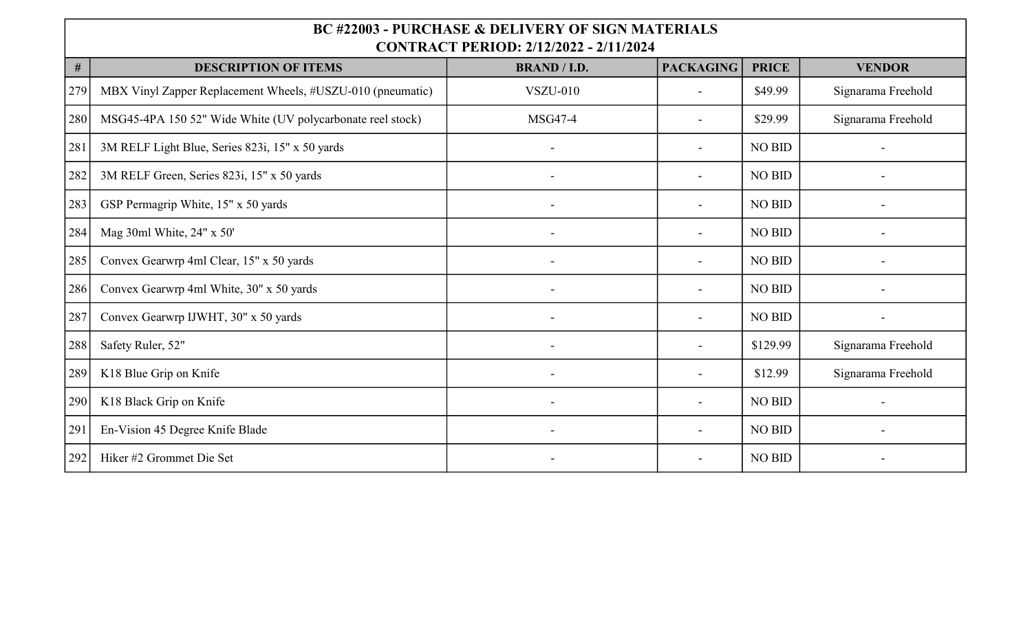## BC #22003 - PURCHASE & DELIVERY OF SIGN MATERIALS
## CONTRACT PERIOD: 2/12/2022 - 2/11/2024

| # | DESCRIPTION OF ITEMS | BRAND / I.D. | PACKAGING | PRICE | VENDOR |
|---|---|---|---|---|---|
| 279 | MBX Vinyl Zapper Replacement Wheels, #USZU-010 (pneumatic) | VSZU-010 | - | $49.99 | Signarama Freehold |
| 280 | MSG45-4PA 150 52" Wide White (UV polycarbonate reel stock) | MSG47-4 | - | $29.99 | Signarama Freehold |
| 281 | 3M RELF Light Blue, Series 823i, 15" x 50 yards | - | - | NO BID | - |
| 282 | 3M RELF Green, Series 823i, 15" x 50 yards | - | - | NO BID | - |
| 283 | GSP Permagrip White, 15" x 50 yards | - | - | NO BID | - |
| 284 | Mag 30ml White, 24" x 50' | - | - | NO BID | - |
| 285 | Convex Gearwrp 4ml Clear, 15" x 50 yards | - | - | NO BID | - |
| 286 | Convex Gearwrp 4ml White, 30" x 50 yards | - | - | NO BID | - |
| 287 | Convex Gearwrp IJWHT, 30" x 50 yards | - | - | NO BID | - |
| 288 | Safety Ruler, 52" | - | - | $129.99 | Signarama Freehold |
| 289 | K18 Blue Grip on Knife | - | - | $12.99 | Signarama Freehold |
| 290 | K18 Black Grip on Knife | - | - | NO BID | - |
| 291 | En-Vision 45 Degree Knife Blade | - | - | NO BID | - |
| 292 | Hiker #2 Grommet Die Set | - | - | NO BID | - |